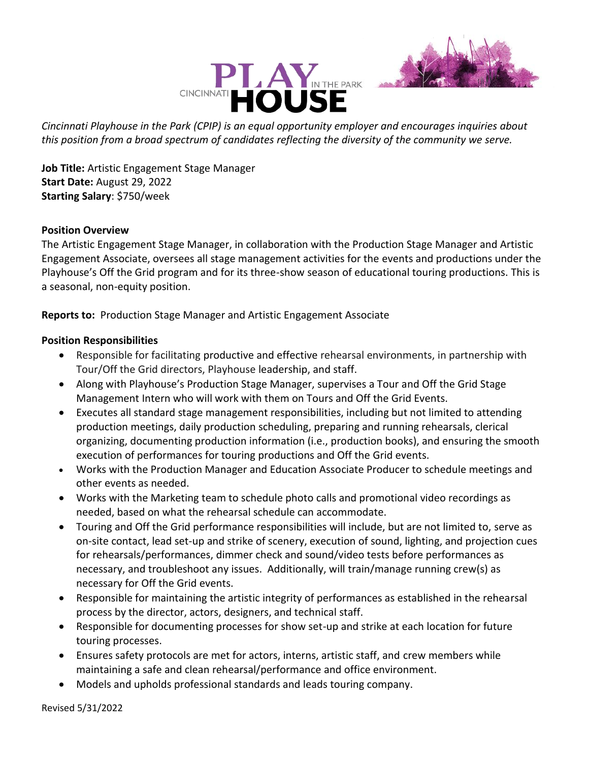*Cincinnati Playhouse in the Park (CPIP) is an equal opportunity employer and encourages inquiries about this position from a broad spectrum of candidates reflecting the diversity of the community we serve.*

**Job Title:** Artistic Engagement Stage Manager
**Start Date:** August 29, 2022
**Starting Salary**: $750/week

**Position Overview**

The Artistic Engagement Stage Manager, in collaboration with the Production Stage Manager and Artistic Engagement Associate, oversees all stage management activities for the events and productions under the Playhouse's Off the Grid program and for its three-show season of educational touring productions. This is a seasonal, non-equity position.

**Reports to:** Production Stage Manager and Artistic Engagement Associate

**Position Responsibilities**

- Responsible for facilitating productive and effective rehearsal environments, in partnership with Tour/Off the Grid directors, Playhouse leadership, and staff.
- Along with Playhouse's Production Stage Manager, supervises a Tour and Off the Grid Stage Management Intern who will work with them on Tours and Off the Grid Events.
- Executes all standard stage management responsibilities, including but not limited to attending production meetings, daily production scheduling, preparing and running rehearsals, clerical organizing, documenting production information (i.e., production books), and ensuring the smooth execution of performances for touring productions and Off the Grid events.
- Works with the Production Manager and Education Associate Producer to schedule meetings and other events as needed.
- Works with the Marketing team to schedule photo calls and promotional video recordings as needed, based on what the rehearsal schedule can accommodate.
- Touring and Off the Grid performance responsibilities will include, but are not limited to, serve as on-site contact, lead set-up and strike of scenery, execution of sound, lighting, and projection cues for rehearsals/performances, dimmer check and sound/video tests before performances as necessary, and troubleshoot any issues. Additionally, will train/manage running crew(s) as necessary for Off the Grid events.
- Responsible for maintaining the artistic integrity of performances as established in the rehearsal process by the director, actors, designers, and technical staff.
- Responsible for documenting processes for show set-up and strike at each location for future touring processes.
- Ensures safety protocols are met for actors, interns, artistic staff, and crew members while maintaining a safe and clean rehearsal/performance and office environment.
- Models and upholds professional standards and leads touring company.

Revised 5/31/2022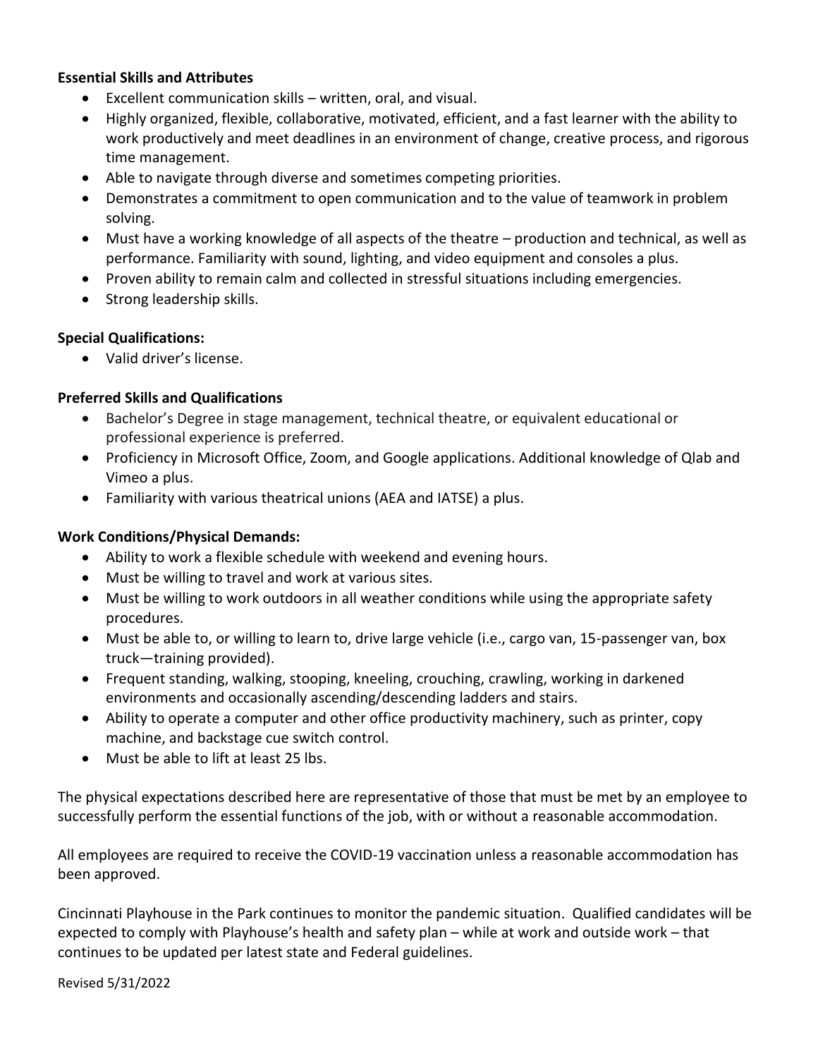**Essential Skills and Attributes**

- Excellent communication skills – written, oral, and visual.
- Highly organized, flexible, collaborative, motivated, efficient, and a fast learner with the ability to work productively and meet deadlines in an environment of change, creative process, and rigorous time management.
- Able to navigate through diverse and sometimes competing priorities.
- Demonstrates a commitment to open communication and to the value of teamwork in problem solving.
- Must have a working knowledge of all aspects of the theatre – production and technical, as well as performance. Familiarity with sound, lighting, and video equipment and consoles a plus.
- Proven ability to remain calm and collected in stressful situations including emergencies.
- Strong leadership skills.

**Special Qualifications:**

- Valid driver's license.

**Preferred Skills and Qualifications**

- Bachelor's Degree in stage management, technical theatre, or equivalent educational or professional experience is preferred.
- Proficiency in Microsoft Office, Zoom, and Google applications. Additional knowledge of Qlab and Vimeo a plus.
- Familiarity with various theatrical unions (AEA and IATSE) a plus.

**Work Conditions/Physical Demands:**

- Ability to work a flexible schedule with weekend and evening hours.
- Must be willing to travel and work at various sites.
- Must be willing to work outdoors in all weather conditions while using the appropriate safety procedures.
- Must be able to, or willing to learn to, drive large vehicle (i.e., cargo van, 15-passenger van, box truck—training provided).
- Frequent standing, walking, stooping, kneeling, crouching, crawling, working in darkened environments and occasionally ascending/descending ladders and stairs.
- Ability to operate a computer and other office productivity machinery, such as printer, copy machine, and backstage cue switch control.
- Must be able to lift at least 25 lbs.

The physical expectations described here are representative of those that must be met by an employee to successfully perform the essential functions of the job, with or without a reasonable accommodation.

All employees are required to receive the COVID-19 vaccination unless a reasonable accommodation has been approved.

Cincinnati Playhouse in the Park continues to monitor the pandemic situation. Qualified candidates will be expected to comply with Playhouse's health and safety plan – while at work and outside work – that continues to be updated per latest state and Federal guidelines.

Revised 5/31/2022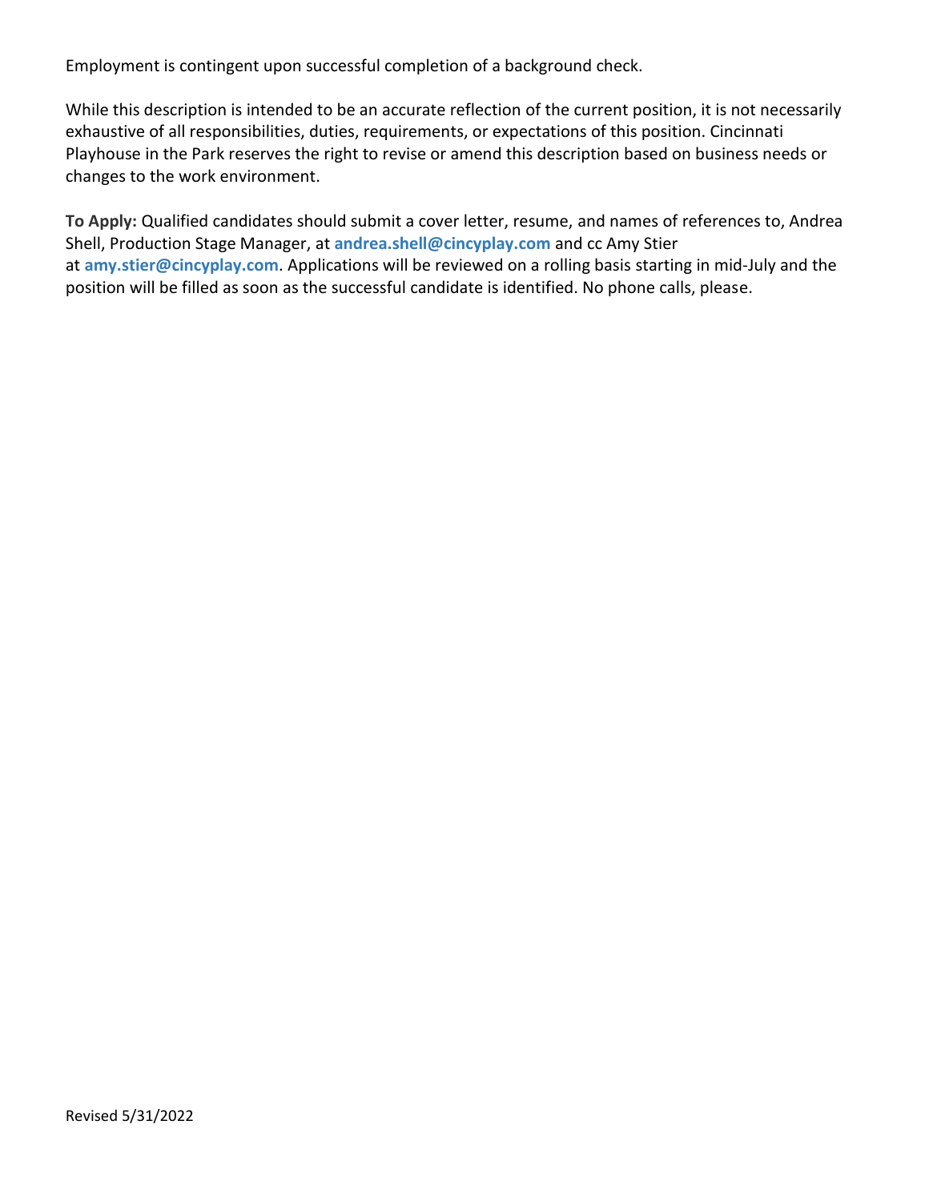Employment is contingent upon successful completion of a background check.

While this description is intended to be an accurate reflection of the current position, it is not necessarily exhaustive of all responsibilities, duties, requirements, or expectations of this position. Cincinnati Playhouse in the Park reserves the right to revise or amend this description based on business needs or changes to the work environment.

**To Apply:** Qualified candidates should submit a cover letter, resume, and names of references to, Andrea Shell, Production Stage Manager, at **andrea.shell@cincyplay.com** and cc Amy Stier at **amy.stier@cincyplay.com**. Applications will be reviewed on a rolling basis starting in mid-July and the position will be filled as soon as the successful candidate is identified. No phone calls, please.

Revised 5/31/2022